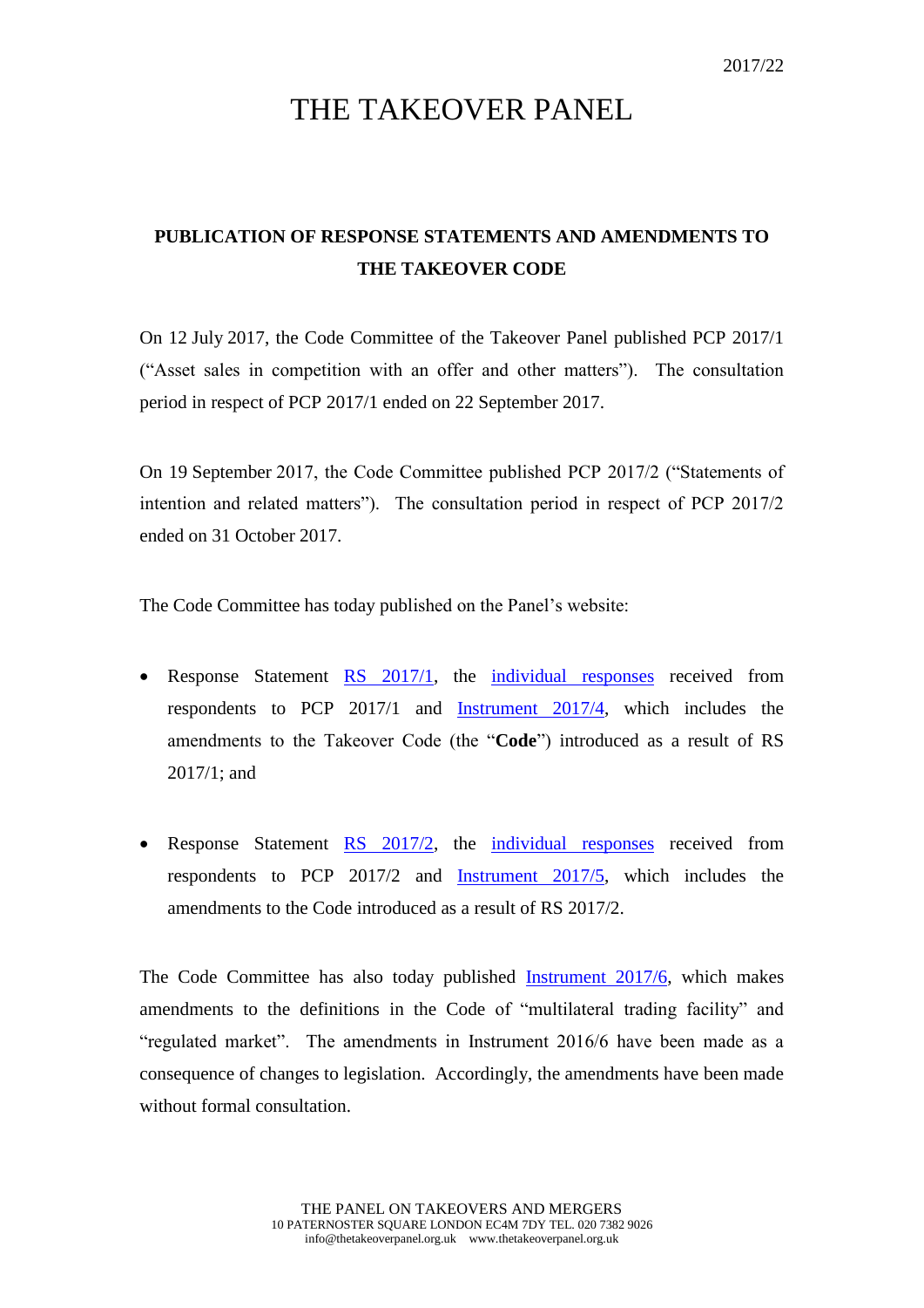2017/22

# THE TAKEOVER PANEL

## PUBLICATION OF RESPONSE STATEMENTS AND AMENDMENTS TO THE TAKEOVER CODE

On 12 July 2017, the Code Committee of the Takeover Panel published PCP 2017/1 ("Asset sales in competition with an offer and other matters"). The consultation period in respect of PCP 2017/1 ended on 22 September 2017.

On 19 September 2017, the Code Committee published PCP 2017/2 ("Statements of intention and related matters"). The consultation period in respect of PCP 2017/2 ended on 31 October 2017.

The Code Committee has today published on the Panel's website:

- Response Statement RS 2017/1, the individual responses received from respondents to PCP 2017/1 and Instrument 2017/4, which includes the amendments to the Takeover Code (the "**Code**") introduced as a result of RS 2017/1; and
- Response Statement RS 2017/2, the individual responses received from respondents to PCP 2017/2 and Instrument 2017/5, which includes the amendments to the Code introduced as a result of RS 2017/2.

The Code Committee has also today published Instrument 2017/6, which makes amendments to the definitions in the Code of "multilateral trading facility" and "regulated market". The amendments in Instrument 2016/6 have been made as a consequence of changes to legislation. Accordingly, the amendments have been made without formal consultation.

THE PANEL ON TAKEOVERS AND MERGERS
10 PATERNOSTER SQUARE LONDON EC4M 7DY TEL. 020 7382 9026
info@thetakeoverpanel.org.uk www.thetakeoverpanel.org.uk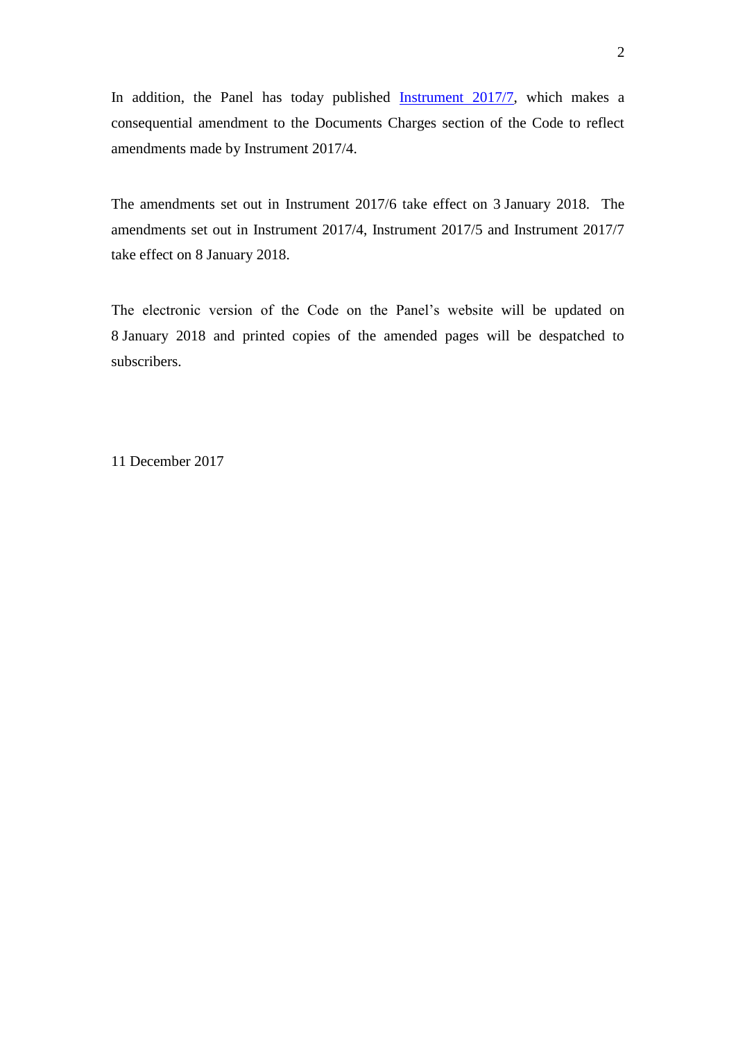In addition, the Panel has today published Instrument 2017/7, which makes a consequential amendment to the Documents Charges section of the Code to reflect amendments made by Instrument 2017/4.

The amendments set out in Instrument 2017/6 take effect on 3 January 2018. The amendments set out in Instrument 2017/4, Instrument 2017/5 and Instrument 2017/7 take effect on 8 January 2018.

The electronic version of the Code on the Panel's website will be updated on 8 January 2018 and printed copies of the amended pages will be despatched to subscribers.

11 December 2017